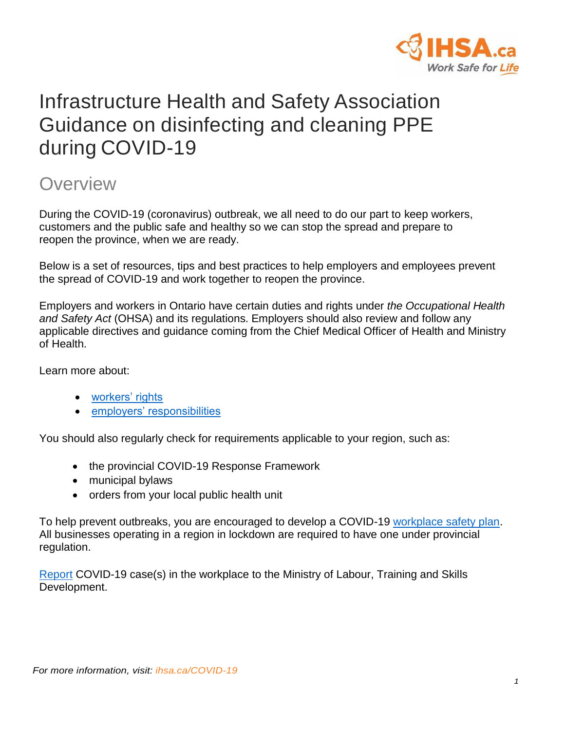# Infrastructure Health and Safety Association Guidance on disinfecting and cleaning PPE during COVID-19

## Overview

During the COVID-19 (coronavirus) outbreak, we all need to do our part to keep workers, customers and the public safe and healthy so we can stop the spread and prepare to reopen the province, when we are ready.

Below is a set of resources, tips and best practices to help employers and employees prevent the spread of COVID-19 and work together to reopen the province.

Employers and workers in Ontario have certain duties and rights under *the Occupational Health and Safety Act* (OHSA) and its regulations. Employers should also review and follow any applicable directives and guidance coming from the Chief Medical Officer of Health and Ministry of Health.

Learn more about:

- workers' rights
- employers' responsibilities

You should also regularly check for requirements applicable to your region, such as:

- the provincial COVID-19 Response Framework
- municipal bylaws
- orders from your local public health unit

To help prevent outbreaks, you are encouraged to develop a COVID-19 workplace safety plan. All businesses operating in a region in lockdown are required to have one under provincial regulation.

Report COVID-19 case(s) in the workplace to the Ministry of Labour, Training and Skills Development.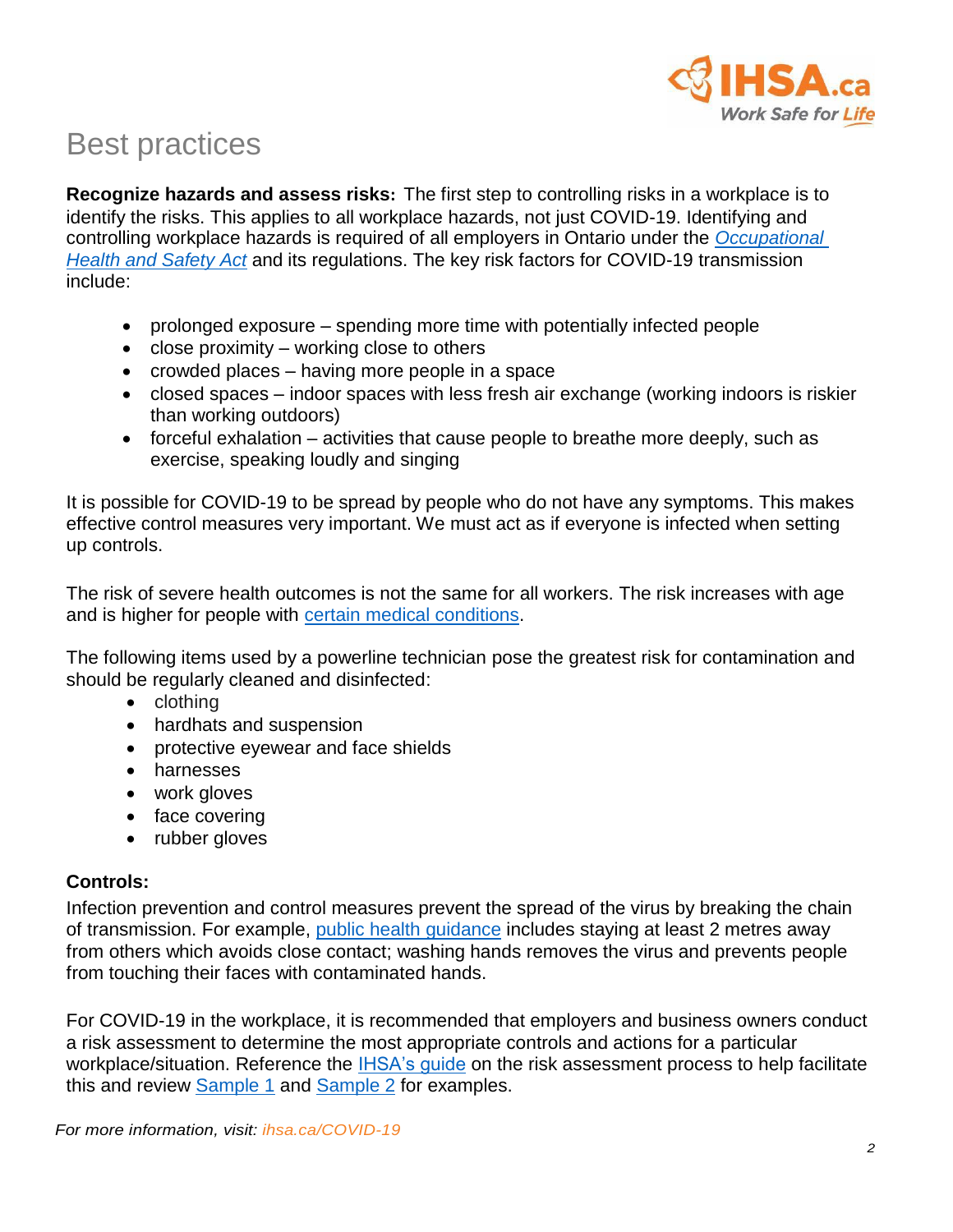# Best practices

**Recognize hazards and assess risks:** The first step to controlling risks in a workplace is to identify the risks. This applies to all workplace hazards, not just COVID-19. Identifying and controlling workplace hazards is required of all employers in Ontario under the *Occupational Health and Safety Act* and its regulations. The key risk factors for COVID-19 transmission include:

- prolonged exposure – spending more time with potentially infected people
- close proximity – working close to others
- crowded places – having more people in a space
- closed spaces – indoor spaces with less fresh air exchange (working indoors is riskier than working outdoors)
- forceful exhalation – activities that cause people to breathe more deeply, such as exercise, speaking loudly and singing

It is possible for COVID-19 to be spread by people who do not have any symptoms. This makes effective control measures very important. We must act as if everyone is infected when setting up controls.

The risk of severe health outcomes is not the same for all workers. The risk increases with age and is higher for people with certain medical conditions.

The following items used by a powerline technician pose the greatest risk for contamination and should be regularly cleaned and disinfected:

- clothing
- hardhats and suspension
- protective eyewear and face shields
- harnesses
- work gloves
- face covering
- rubber gloves

**Controls:**

Infection prevention and control measures prevent the spread of the virus by breaking the chain of transmission. For example, public health guidance includes staying at least 2 metres away from others which avoids close contact; washing hands removes the virus and prevents people from touching their faces with contaminated hands.

For COVID-19 in the workplace, it is recommended that employers and business owners conduct a risk assessment to determine the most appropriate controls and actions for a particular workplace/situation. Reference the IHSA's guide on the risk assessment process to help facilitate this and review Sample 1 and Sample 2 for examples.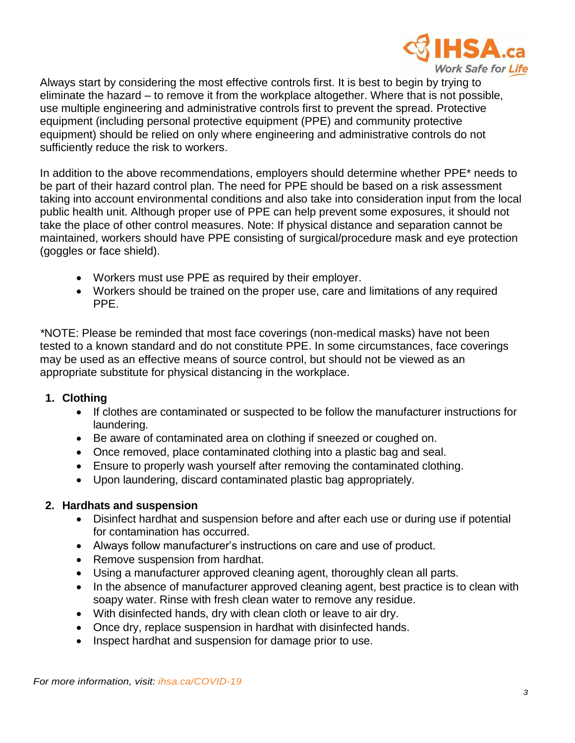Always start by considering the most effective controls first. It is best to begin by trying to eliminate the hazard – to remove it from the workplace altogether. Where that is not possible, use multiple engineering and administrative controls first to prevent the spread. Protective equipment (including personal protective equipment (PPE) and community protective equipment) should be relied on only where engineering and administrative controls do not sufficiently reduce the risk to workers.

In addition to the above recommendations, employers should determine whether PPE* needs to be part of their hazard control plan. The need for PPE should be based on a risk assessment taking into account environmental conditions and also take into consideration input from the local public health unit. Although proper use of PPE can help prevent some exposures, it should not take the place of other control measures. Note: If physical distance and separation cannot be maintained, workers should have PPE consisting of surgical/procedure mask and eye protection (goggles or face shield).

- Workers must use PPE as required by their employer.
- Workers should be trained on the proper use, care and limitations of any required PPE.

*NOTE: Please be reminded that most face coverings (non-medical masks) have not been tested to a known standard and do not constitute PPE. In some circumstances, face coverings may be used as an effective means of source control, but should not be viewed as an appropriate substitute for physical distancing in the workplace.

1. **Clothing**
   - If clothes are contaminated or suspected to be follow the manufacturer instructions for laundering.
   - Be aware of contaminated area on clothing if sneezed or coughed on.
   - Once removed, place contaminated clothing into a plastic bag and seal.
   - Ensure to properly wash yourself after removing the contaminated clothing.
   - Upon laundering, discard contaminated plastic bag appropriately.

2. **Hardhats and suspension**
   - Disinfect hardhat and suspension before and after each use or during use if potential for contamination has occurred.
   - Always follow manufacturer's instructions on care and use of product.
   - Remove suspension from hardhat.
   - Using a manufacturer approved cleaning agent, thoroughly clean all parts.
   - In the absence of manufacturer approved cleaning agent, best practice is to clean with soapy water. Rinse with fresh clean water to remove any residue.
   - With disinfected hands, dry with clean cloth or leave to air dry.
   - Once dry, replace suspension in hardhat with disinfected hands.
   - Inspect hardhat and suspension for damage prior to use.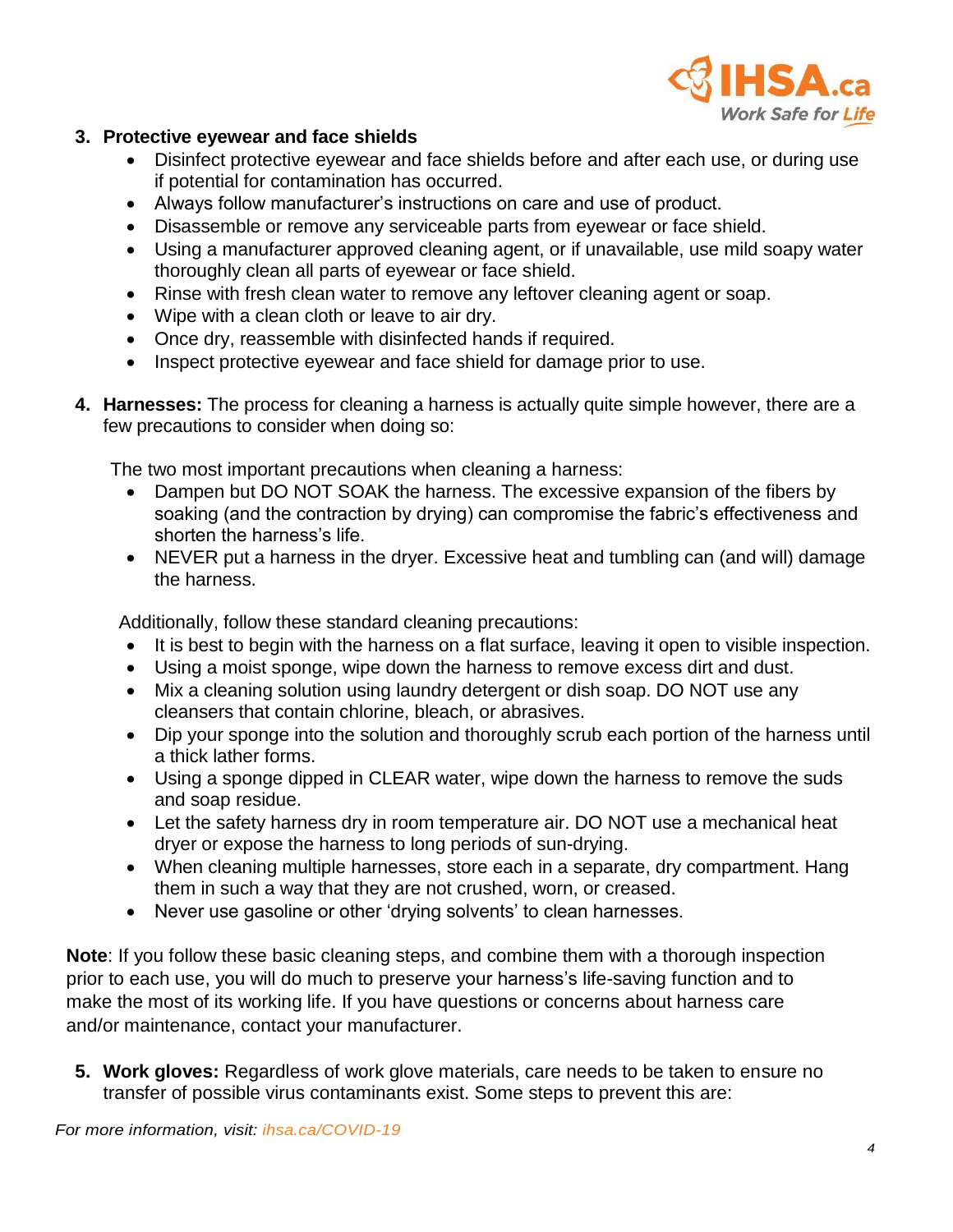3. **Protective eyewear and face shields**
    - Disinfect protective eyewear and face shields before and after each use, or during use if potential for contamination has occurred.
    - Always follow manufacturer's instructions on care and use of product.
    - Disassemble or remove any serviceable parts from eyewear or face shield.
    - Using a manufacturer approved cleaning agent, or if unavailable, use mild soapy water thoroughly clean all parts of eyewear or face shield.
    - Rinse with fresh clean water to remove any leftover cleaning agent or soap.
    - Wipe with a clean cloth or leave to air dry.
    - Once dry, reassemble with disinfected hands if required.
    - Inspect protective eyewear and face shield for damage prior to use.

4. **Harnesses:** The process for cleaning a harness is actually quite simple however, there are a few precautions to consider when doing so:

    The two most important precautions when cleaning a harness:
    - Dampen but DO NOT SOAK the harness. The excessive expansion of the fibers by soaking (and the contraction by drying) can compromise the fabric's effectiveness and shorten the harness's life.
    - NEVER put a harness in the dryer. Excessive heat and tumbling can (and will) damage the harness.

    Additionally, follow these standard cleaning precautions:
    - It is best to begin with the harness on a flat surface, leaving it open to visible inspection.
    - Using a moist sponge, wipe down the harness to remove excess dirt and dust.
    - Mix a cleaning solution using laundry detergent or dish soap. DO NOT use any cleansers that contain chlorine, bleach, or abrasives.
    - Dip your sponge into the solution and thoroughly scrub each portion of the harness until a thick lather forms.
    - Using a sponge dipped in CLEAR water, wipe down the harness to remove the suds and soap residue.
    - Let the safety harness dry in room temperature air. DO NOT use a mechanical heat dryer or expose the harness to long periods of sun-drying.
    - When cleaning multiple harnesses, store each in a separate, dry compartment. Hang them in such a way that they are not crushed, worn, or creased.
    - Never use gasoline or other 'drying solvents' to clean harnesses.

**Note**: If you follow these basic cleaning steps, and combine them with a thorough inspection prior to each use, you will do much to preserve your harness's life-saving function and to make the most of its working life. If you have questions or concerns about harness care and/or maintenance, contact your manufacturer.

5. **Work gloves:** Regardless of work glove materials, care needs to be taken to ensure no transfer of possible virus contaminants exist. Some steps to prevent this are: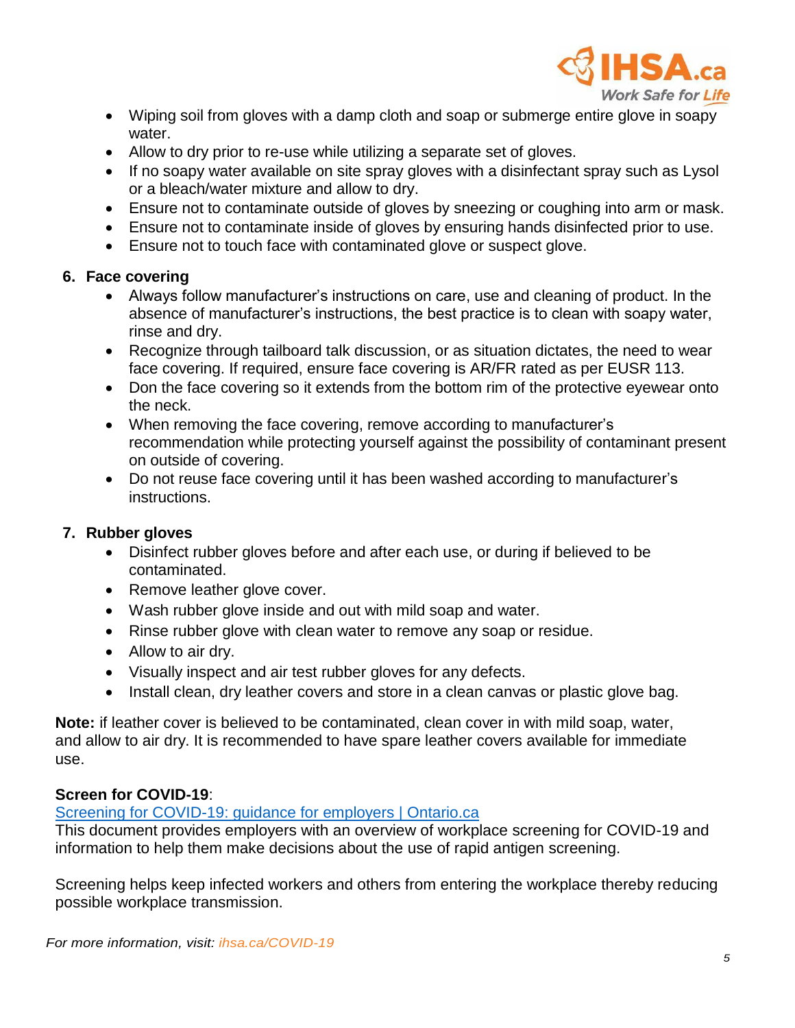- Wiping soil from gloves with a damp cloth and soap or submerge entire glove in soapy water.
- Allow to dry prior to re-use while utilizing a separate set of gloves.
- If no soapy water available on site spray gloves with a disinfectant spray such as Lysol or a bleach/water mixture and allow to dry.
- Ensure not to contaminate outside of gloves by sneezing or coughing into arm or mask.
- Ensure not to contaminate inside of gloves by ensuring hands disinfected prior to use.
- Ensure not to touch face with contaminated glove or suspect glove.

**6. Face covering**

- Always follow manufacturer's instructions on care, use and cleaning of product. In the absence of manufacturer's instructions, the best practice is to clean with soapy water, rinse and dry.
- Recognize through tailboard talk discussion, or as situation dictates, the need to wear face covering. If required, ensure face covering is AR/FR rated as per EUSR 113.
- Don the face covering so it extends from the bottom rim of the protective eyewear onto the neck.
- When removing the face covering, remove according to manufacturer's recommendation while protecting yourself against the possibility of contaminant present on outside of covering.
- Do not reuse face covering until it has been washed according to manufacturer's instructions.

**7. Rubber gloves**

- Disinfect rubber gloves before and after each use, or during if believed to be contaminated.
- Remove leather glove cover.
- Wash rubber glove inside and out with mild soap and water.
- Rinse rubber glove with clean water to remove any soap or residue.
- Allow to air dry.
- Visually inspect and air test rubber gloves for any defects.
- Install clean, dry leather covers and store in a clean canvas or plastic glove bag.

**Note:** if leather cover is believed to be contaminated, clean cover in with mild soap, water, and allow to air dry. It is recommended to have spare leather covers available for immediate use.

**Screen for COVID-19**:
[Screening for COVID-19: guidance for employers | Ontario.ca]
This document provides employers with an overview of workplace screening for COVID-19 and information to help them make decisions about the use of rapid antigen screening.

Screening helps keep infected workers and others from entering the workplace thereby reducing possible workplace transmission.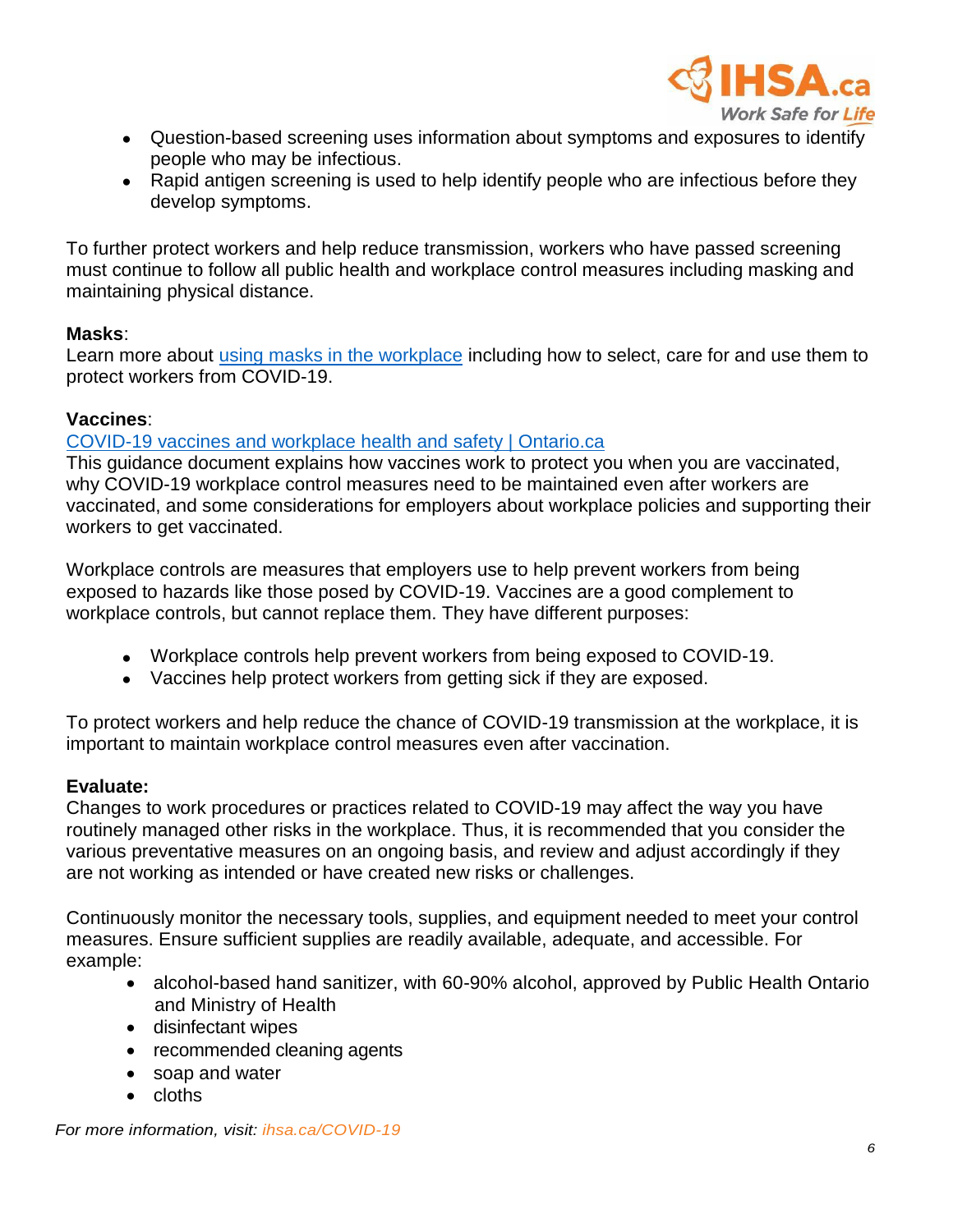- Question-based screening uses information about symptoms and exposures to identify people who may be infectious.
- Rapid antigen screening is used to help identify people who are infectious before they develop symptoms.

To further protect workers and help reduce transmission, workers who have passed screening must continue to follow all public health and workplace control measures including masking and maintaining physical distance.

**Masks**:
Learn more about using masks in the workplace including how to select, care for and use them to protect workers from COVID-19.

**Vaccines**:
COVID-19 vaccines and workplace health and safety | Ontario.ca
This guidance document explains how vaccines work to protect you when you are vaccinated, why COVID-19 workplace control measures need to be maintained even after workers are vaccinated, and some considerations for employers about workplace policies and supporting their workers to get vaccinated.

Workplace controls are measures that employers use to help prevent workers from being exposed to hazards like those posed by COVID-19. Vaccines are a good complement to workplace controls, but cannot replace them. They have different purposes:

- Workplace controls help prevent workers from being exposed to COVID-19.
- Vaccines help protect workers from getting sick if they are exposed.

To protect workers and help reduce the chance of COVID-19 transmission at the workplace, it is important to maintain workplace control measures even after vaccination.

**Evaluate:**
Changes to work procedures or practices related to COVID-19 may affect the way you have routinely managed other risks in the workplace. Thus, it is recommended that you consider the various preventative measures on an ongoing basis, and review and adjust accordingly if they are not working as intended or have created new risks or challenges.

Continuously monitor the necessary tools, supplies, and equipment needed to meet your control measures. Ensure sufficient supplies are readily available, adequate, and accessible. For example:

- alcohol-based hand sanitizer, with 60-90% alcohol, approved by Public Health Ontario and Ministry of Health
- disinfectant wipes
- recommended cleaning agents
- soap and water
- cloths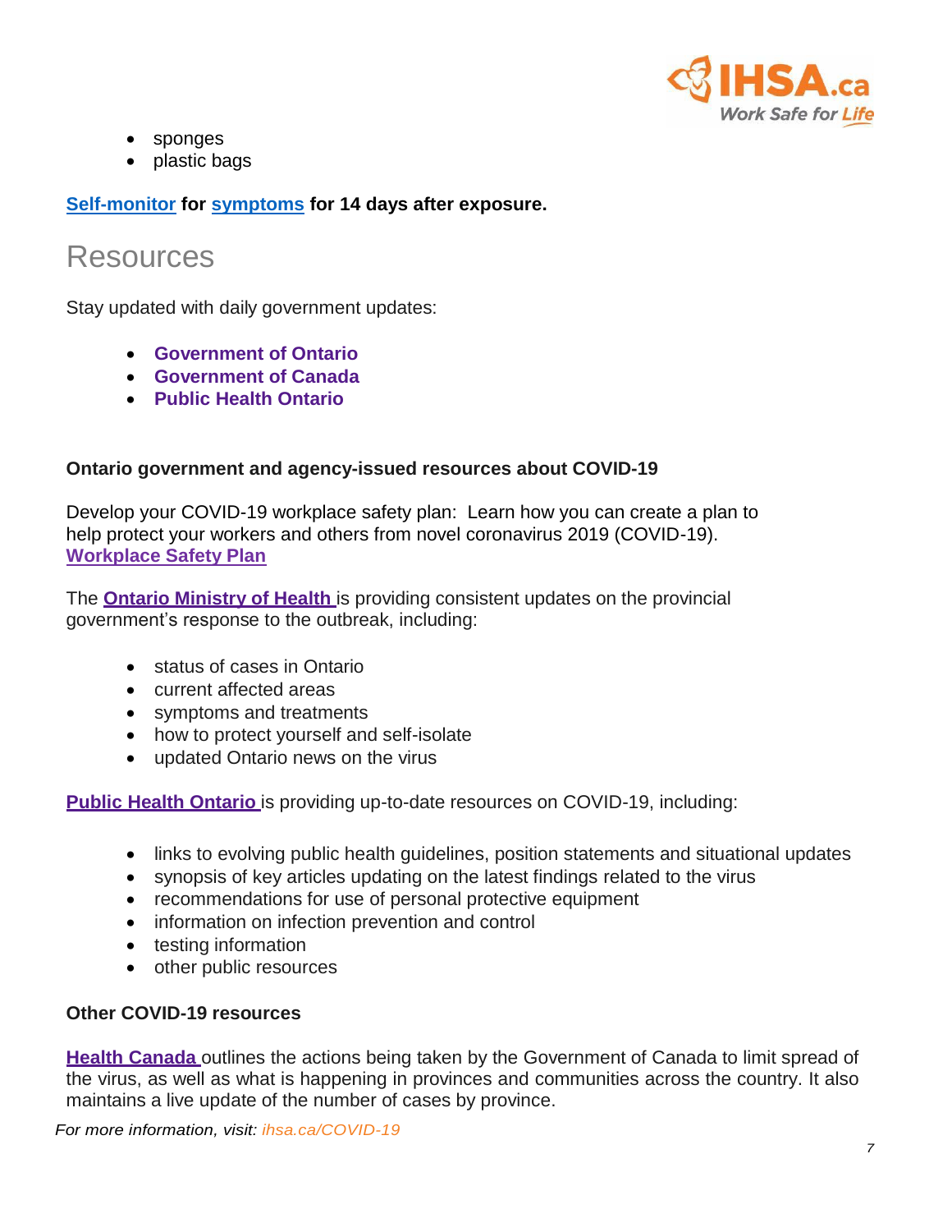- sponges
- plastic bags

**Self-monitor for symptoms for 14 days after exposure.**

# Resources

Stay updated with daily government updates:

- **Government of Ontario**
- **Government of Canada**
- **Public Health Ontario**

**Ontario government and agency-issued resources about COVID-19**

Develop your COVID-19 workplace safety plan: Learn how you can create a plan to help protect your workers and others from novel coronavirus 2019 (COVID-19). **Workplace Safety Plan**

The **Ontario Ministry of Health** is providing consistent updates on the provincial government's response to the outbreak, including:

- status of cases in Ontario
- current affected areas
- symptoms and treatments
- how to protect yourself and self-isolate
- updated Ontario news on the virus

**Public Health Ontario** is providing up-to-date resources on COVID-19, including:

- links to evolving public health guidelines, position statements and situational updates
- synopsis of key articles updating on the latest findings related to the virus
- recommendations for use of personal protective equipment
- information on infection prevention and control
- testing information
- other public resources

**Other COVID-19 resources**

**Health Canada** outlines the actions being taken by the Government of Canada to limit spread of the virus, as well as what is happening in provinces and communities across the country. It also maintains a live update of the number of cases by province.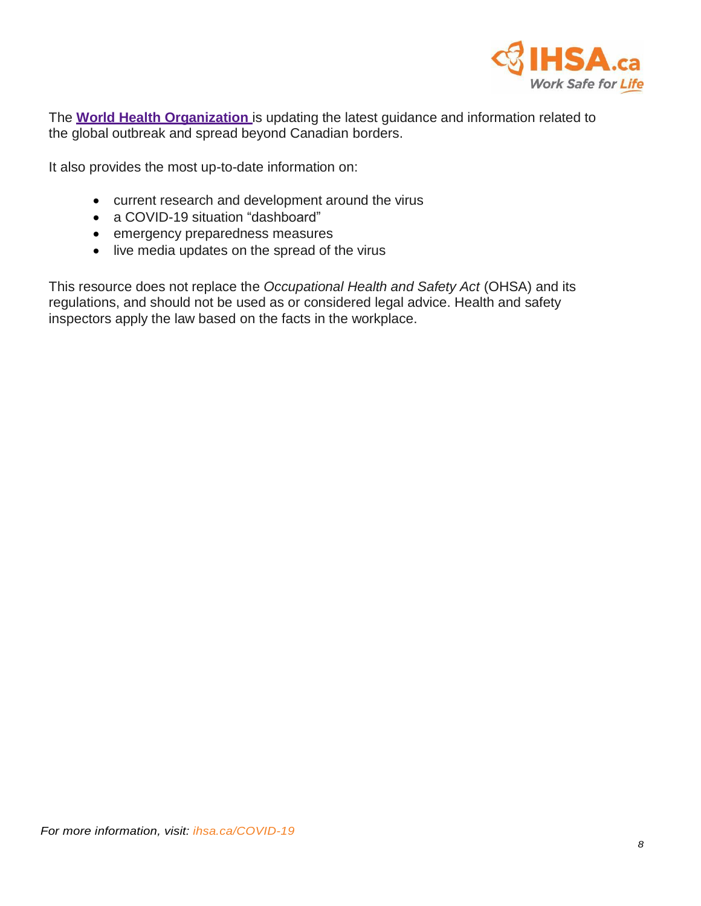The **World Health Organization** is updating the latest guidance and information related to the global outbreak and spread beyond Canadian borders.

It also provides the most up-to-date information on:

- current research and development around the virus
- a COVID-19 situation "dashboard"
- emergency preparedness measures
- live media updates on the spread of the virus

This resource does not replace the *Occupational Health and Safety Act* (OHSA) and its regulations, and should not be used as or considered legal advice. Health and safety inspectors apply the law based on the facts in the workplace.